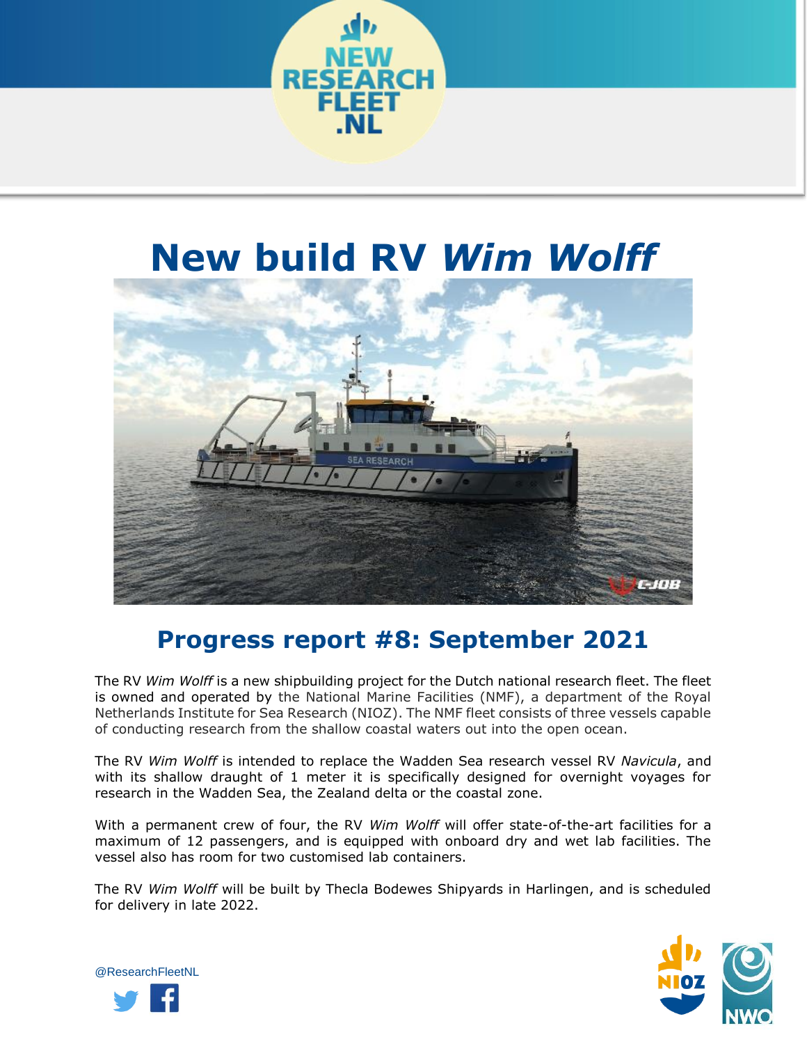# New build RV *Wim Wolff*

## Progress report #8: September 2021

The RV *Wim Wolff* is a new shipbuilding project for the Dutch national research fleet. The fleet is owned and operated by the National Marine Facilities (NMF), a department of the Royal Netherlands Institute for Sea Research (NIOZ). The NMF fleet consists of three vessels capable of conducting research from the shallow coastal waters out into the open ocean.

The RV *Wim Wolff* is intended to replace the Wadden Sea research vessel RV *Navicula*, and with its shallow draught of 1 meter it is specifically designed for overnight voyages for research in the Wadden Sea, the Zealand delta or the coastal zone.

With a permanent crew of four, the RV *Wim Wolff* will offer state-of-the-art facilities for a maximum of 12 passengers, and is equipped with onboard dry and wet lab facilities. The vessel also has room for two customised lab containers.

The RV *Wim Wolff* will be built by Thecla Bodewes Shipyards in Harlingen, and is scheduled for delivery in late 2022.

@ResearchFleetNL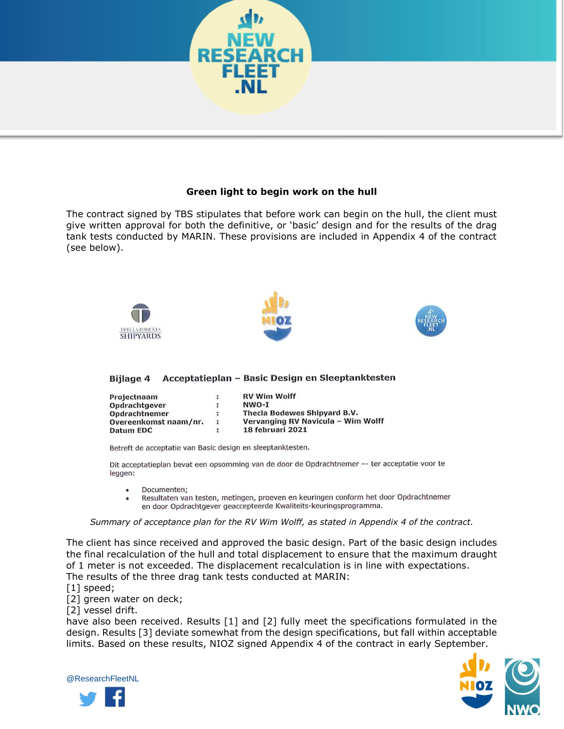**Green light to begin work on the hull**

The contract signed by TBS stipulates that before work can begin on the hull, the client must give written approval for both the definitive, or 'basic' design and for the results of the drag tank tests conducted by MARIN. These provisions are included in Appendix 4 of the contract (see below).

THECLA BODEWES SHIPYARDS

**Bijlage 4 Acceptatieplan – Basic Design en Sleeptanktesten**

| | | |
|---|---|---|
| **Projectnaam** | : | **RV Wim Wolff** |
| **Opdrachtgever** | : | **NWO-I** |
| **Opdrachtnemer** | : | **Thecla Bodewes Shipyard B.V.** |
| **Overeenkomst naam/nr.** | : | **Vervanging RV Navicula – Wim Wolff** |
| **Datum EDC** | : | **18 februari 2021** |

Betreft de acceptatie van Basic design en sleeptanktesten.

Dit acceptatieplan bevat een opsomming van de door de Opdrachtnemer -- ter acceptatie voor te leggen:

- Documenten;
- Resultaten van testen, metingen, proeven en keuringen conform het door Opdrachtnemer en door Opdrachtgever geaccepteerde Kwaliteits-keuringsprogramma.

*Summary of acceptance plan for the RV Wim Wolff, as stated in Appendix 4 of the contract.*

The client has since received and approved the basic design. Part of the basic design includes the final recalculation of the hull and total displacement to ensure that the maximum draught of 1 meter is not exceeded. The displacement recalculation is in line with expectations.
The results of the three drag tank tests conducted at MARIN:
[1] speed;
[2] green water on deck;
[2] vessel drift.
have also been received. Results [1] and [2] fully meet the specifications formulated in the design. Results [3] deviate somewhat from the design specifications, but fall within acceptable limits. Based on these results, NIOZ signed Appendix 4 of the contract in early September.

@ResearchFleetNL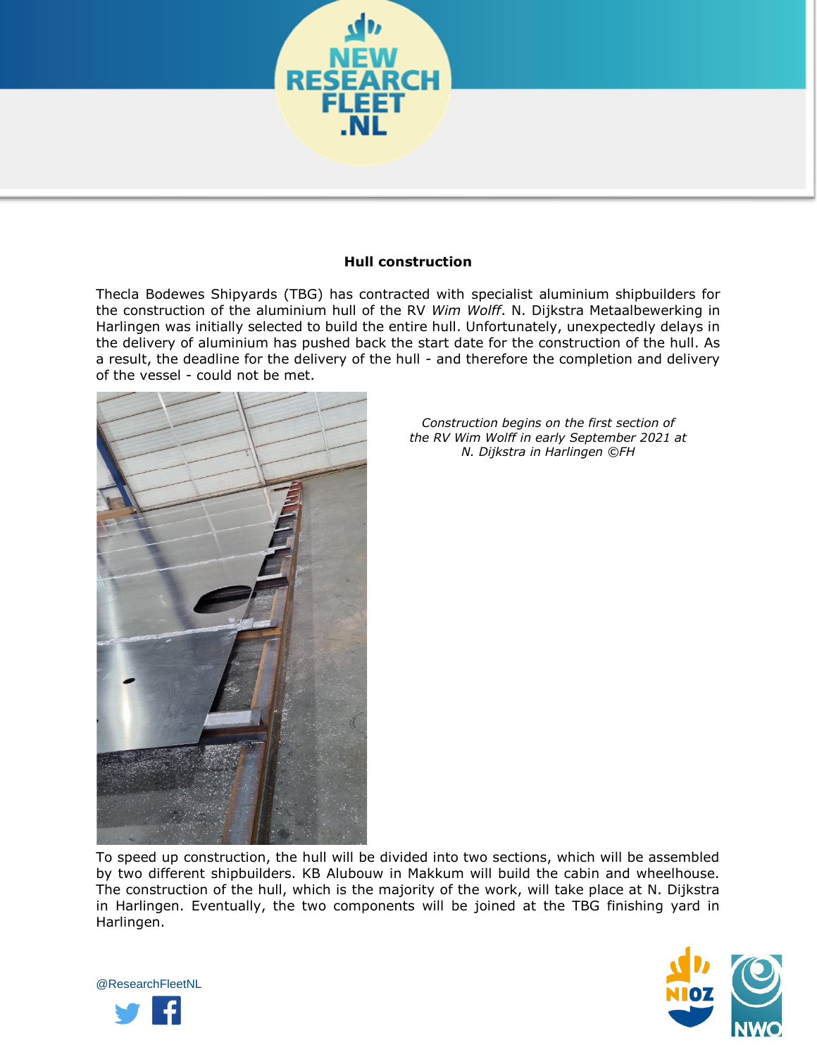## Hull construction

Thecla Bodewes Shipyards (TBG) has contracted with specialist aluminium shipbuilders for the construction of the aluminium hull of the RV *Wim Wolff*. N. Dijkstra Metaalbewerking in Harlingen was initially selected to build the entire hull. Unfortunately, unexpectedly delays in the delivery of aluminium has pushed back the start date for the construction of the hull. As a result, the deadline for the delivery of the hull - and therefore the completion and delivery of the vessel - could not be met.

*Construction begins on the first section of the RV Wim Wolff in early September 2021 at N. Dijkstra in Harlingen ©FH*

To speed up construction, the hull will be divided into two sections, which will be assembled by two different shipbuilders. KB Alubouw in Makkum will build the cabin and wheelhouse. The construction of the hull, which is the majority of the work, will take place at N. Dijkstra in Harlingen. Eventually, the two components will be joined at the TBG finishing yard in Harlingen.

@ResearchFleetNL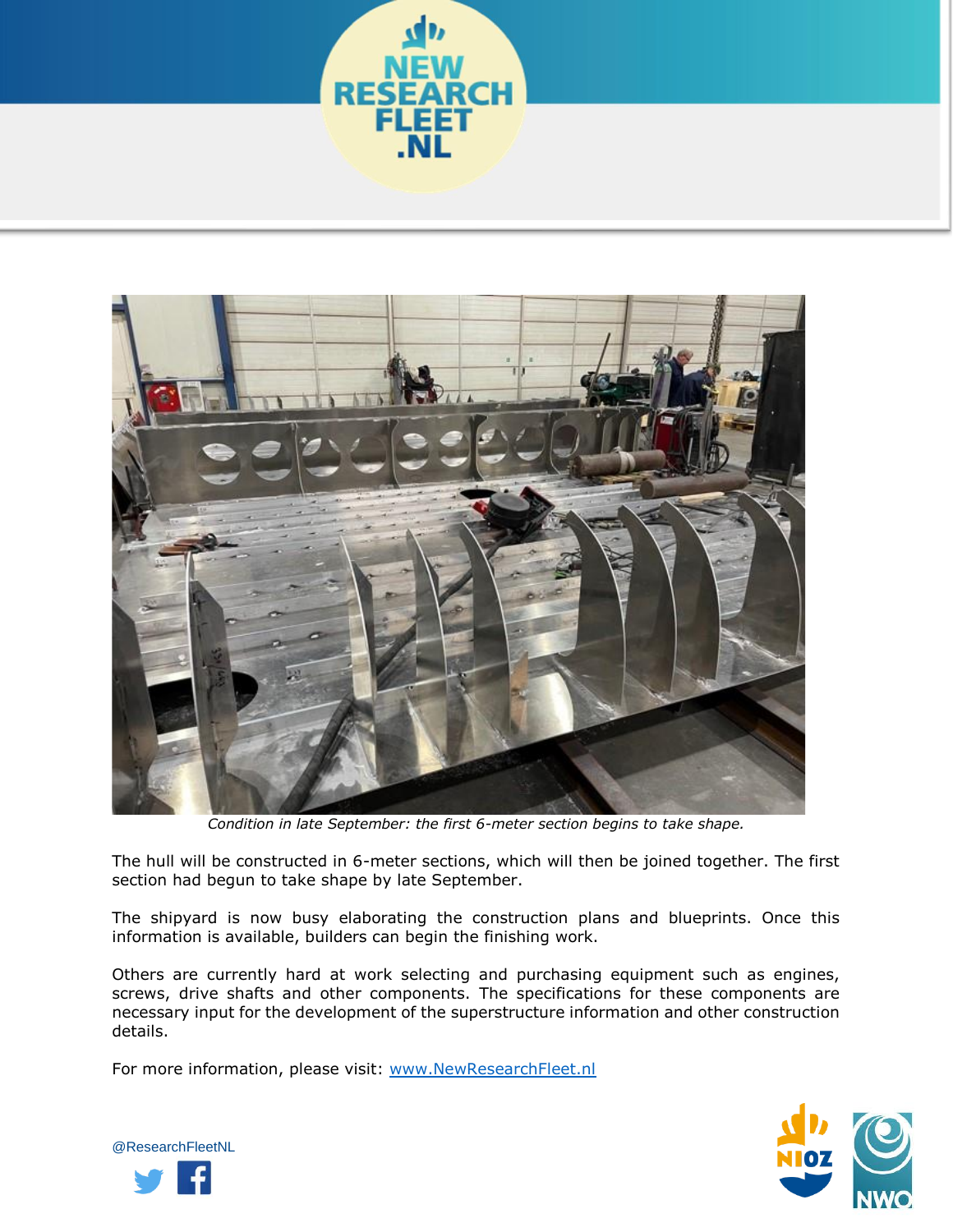*Condition in late September: the first 6-meter section begins to take shape.*

The hull will be constructed in 6-meter sections, which will then be joined together. The first section had begun to take shape by late September.

The shipyard is now busy elaborating the construction plans and blueprints. Once this information is available, builders can begin the finishing work.

Others are currently hard at work selecting and purchasing equipment such as engines, screws, drive shafts and other components. The specifications for these components are necessary input for the development of the superstructure information and other construction details.

For more information, please visit: [www.NewResearchFleet.nl](http://www.NewResearchFleet.nl)

@ResearchFleetNL